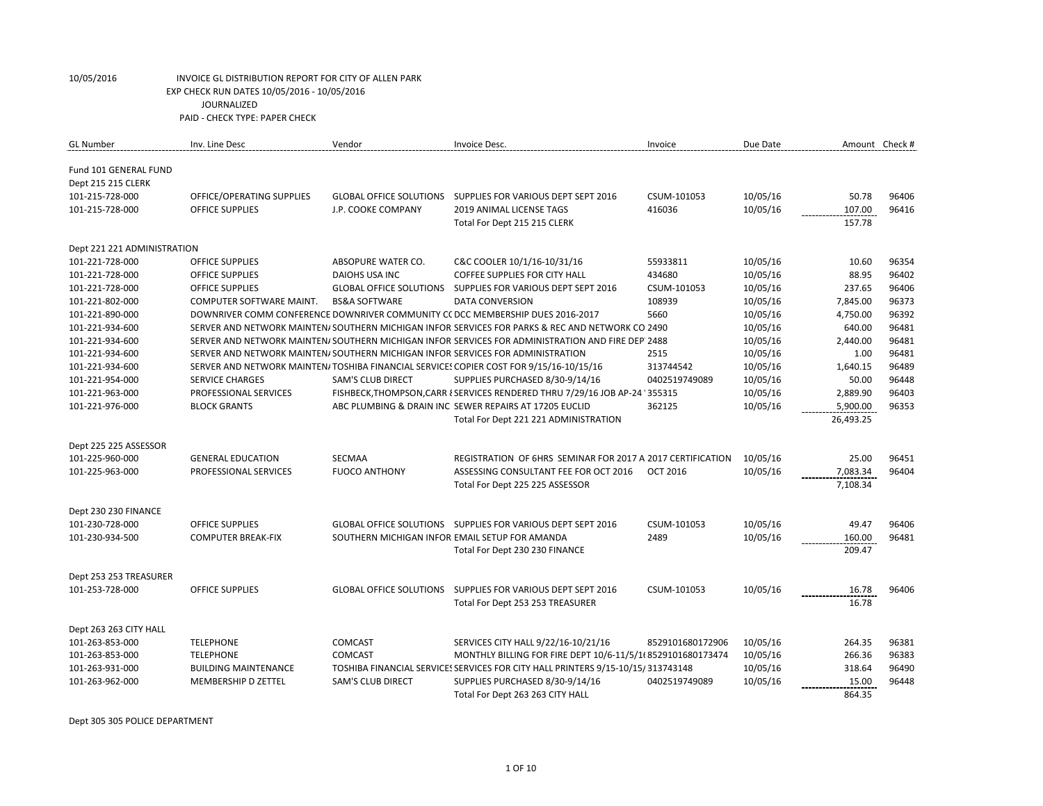10/05/2016 INVOICE GL DISTRIBUTION REPORT FOR CITY OF ALLEN PARK
EXP CHECK RUN DATES 10/05/2016 - 10/05/2016
JOURNALIZED
PAID - CHECK TYPE: PAPER CHECK

| GL Number | Inv. Line Desc | Vendor | Invoice Desc. | Invoice | Due Date | Amount | Check # |
|---|---|---|---|---|---|---|---|
| Fund 101 GENERAL FUND | | | | | | | |
| Dept 215 215 CLERK | | | | | | | |
| 101-215-728-000 | OFFICE/OPERATING SUPPLIES | GLOBAL OFFICE SOLUTIONS | SUPPLIES FOR VARIOUS DEPT SEPT 2016 | CSUM-101053 | 10/05/16 | 50.78 | 96406 |
| 101-215-728-000 | OFFICE SUPPLIES | J.P. COOKE COMPANY | 2019 ANIMAL LICENSE TAGS | 416036 | 10/05/16 | 107.00 | 96416 |
| | | | Total For Dept 215 215 CLERK | | | 157.78 | |
| Dept 221 221 ADMINISTRATION | | | | | | | |
| 101-221-728-000 | OFFICE SUPPLIES | ABSOPURE WATER CO. | C&C COOLER 10/1/16-10/31/16 | 55933811 | 10/05/16 | 10.60 | 96354 |
| 101-221-728-000 | OFFICE SUPPLIES | DAIOHS USA INC | COFFEE SUPPLIES FOR CITY HALL | 434680 | 10/05/16 | 88.95 | 96402 |
| 101-221-728-000 | OFFICE SUPPLIES | GLOBAL OFFICE SOLUTIONS | SUPPLIES FOR VARIOUS DEPT SEPT 2016 | CSUM-101053 | 10/05/16 | 237.65 | 96406 |
| 101-221-802-000 | COMPUTER SOFTWARE MAINT. | BS&A SOFTWARE | DATA CONVERSION | 108939 | 10/05/16 | 7,845.00 | 96373 |
| 101-221-890-000 | DOWNRIVER COMM CONFERENCE | DOWNRIVER COMMUNITY CC | DCC MEMBERSHIP DUES 2016-2017 | 5660 | 10/05/16 | 4,750.00 | 96392 |
| 101-221-934-600 | SERVER AND NETWORK MAINTEN/ | SOUTHERN MICHIGAN INFOR | SERVICES FOR PARKS & REC AND NETWORK CO | 2490 | 10/05/16 | 640.00 | 96481 |
| 101-221-934-600 | SERVER AND NETWORK MAINTEN/ | SOUTHERN MICHIGAN INFOR | SERVICES FOR ADMINISTRATION AND FIRE DEPT | 2488 | 10/05/16 | 2,440.00 | 96481 |
| 101-221-934-600 | SERVER AND NETWORK MAINTEN/ | SOUTHERN MICHIGAN INFOR | SERVICES FOR ADMINISTRATION | 2515 | 10/05/16 | 1.00 | 96481 |
| 101-221-934-600 | SERVER AND NETWORK MAINTEN/ | TOSHIBA FINANCIAL SERVICES | COPIER COST FOR 9/15/16-10/15/16 | 313744542 | 10/05/16 | 1,640.15 | 96489 |
| 101-221-954-000 | SERVICE CHARGES | SAM'S CLUB DIRECT | SUPPLIES PURCHASED 8/30-9/14/16 | 0402519749089 | 10/05/16 | 50.00 | 96448 |
| 101-221-963-000 | PROFESSIONAL SERVICES | FISHBECK,THOMPSON,CARR 8 | SERVICES RENDERED THRU 7/29/16 JOB AP-24 | 355315 | 10/05/16 | 2,889.90 | 96403 |
| 101-221-976-000 | BLOCK GRANTS | ABC PLUMBING & DRAIN INC | SEWER REPAIRS AT 17205 EUCLID | 362125 | 10/05/16 | 5,900.00 | 96353 |
| | | | Total For Dept 221 221 ADMINISTRATION | | | 26,493.25 | |
| Dept 225 225 ASSESSOR | | | | | | | |
| 101-225-960-000 | GENERAL EDUCATION | SECMAA | REGISTRATION OF 6HRS SEMINAR FOR 2017 A | 2017 CERTIFICATION | 10/05/16 | 25.00 | 96451 |
| 101-225-963-000 | PROFESSIONAL SERVICES | FUOCO ANTHONY | ASSESSING CONSULTANT FEE FOR OCT 2016 | OCT 2016 | 10/05/16 | 7,083.34 | 96404 |
| | | | Total For Dept 225 225 ASSESSOR | | | 7,108.34 | |
| Dept 230 230 FINANCE | | | | | | | |
| 101-230-728-000 | OFFICE SUPPLIES | GLOBAL OFFICE SOLUTIONS | SUPPLIES FOR VARIOUS DEPT SEPT 2016 | CSUM-101053 | 10/05/16 | 49.47 | 96406 |
| 101-230-934-500 | COMPUTER BREAK-FIX | SOUTHERN MICHIGAN INFOR | EMAIL SETUP FOR AMANDA | 2489 | 10/05/16 | 160.00 | 96481 |
| | | | Total For Dept 230 230 FINANCE | | | 209.47 | |
| Dept 253 253 TREASURER | | | | | | | |
| 101-253-728-000 | OFFICE SUPPLIES | GLOBAL OFFICE SOLUTIONS | SUPPLIES FOR VARIOUS DEPT SEPT 2016 | CSUM-101053 | 10/05/16 | 16.78 | 96406 |
| | | | Total For Dept 253 253 TREASURER | | | 16.78 | |
| Dept 263 263 CITY HALL | | | | | | | |
| 101-263-853-000 | TELEPHONE | COMCAST | SERVICES CITY HALL 9/22/16-10/21/16 | 8529101680172906 | 10/05/16 | 264.35 | 96381 |
| 101-263-853-000 | TELEPHONE | COMCAST | MONTHLY BILLING FOR FIRE DEPT 10/6-11/5/16 | 8529101680173474 | 10/05/16 | 266.36 | 96383 |
| 101-263-931-000 | BUILDING MAINTENANCE | TOSHIBA FINANCIAL SERVICES | SERVICES FOR CITY HALL PRINTERS 9/15-10/15/ | 313743148 | 10/05/16 | 318.64 | 96490 |
| 101-263-962-000 | MEMBERSHIP D ZETTEL | SAM'S CLUB DIRECT | SUPPLIES PURCHASED 8/30-9/14/16 | 0402519749089 | 10/05/16 | 15.00 | 96448 |
| | | | Total For Dept 263 263 CITY HALL | | | 864.35 | |
| Dept 305 305 POLICE DEPARTMENT | | | | | | | |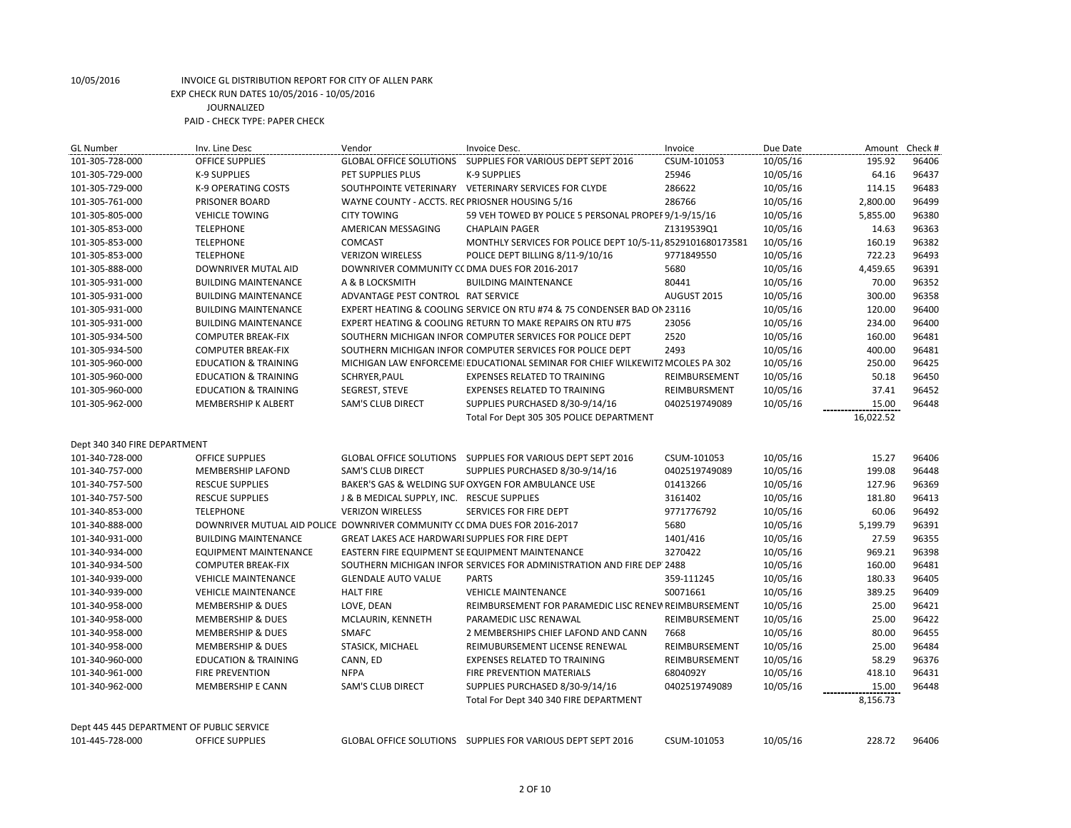10/05/2016 INVOICE GL DISTRIBUTION REPORT FOR CITY OF ALLEN PARK
EXP CHECK RUN DATES 10/05/2016 - 10/05/2016
JOURNALIZED
PAID - CHECK TYPE: PAPER CHECK

| GL Number | Inv. Line Desc | Vendor | Invoice Desc. | Invoice | Due Date | Amount | Check # |
|---|---|---|---|---|---|---|---|
| 101-305-728-000 | OFFICE SUPPLIES | GLOBAL OFFICE SOLUTIONS | SUPPLIES FOR VARIOUS DEPT SEPT 2016 | CSUM-101053 | 10/05/16 | 195.92 | 96406 |
| 101-305-729-000 | K-9 SUPPLIES | PET SUPPLIES PLUS | K-9 SUPPLIES | 25946 | 10/05/16 | 64.16 | 96437 |
| 101-305-729-000 | K-9 OPERATING COSTS | SOUTHPOINTE VETERINARY | VETERINARY SERVICES FOR CLYDE | 286622 | 10/05/16 | 114.15 | 96483 |
| 101-305-761-000 | PRISONER BOARD | WAYNE COUNTY - ACCTS. REC | PRIOSNER HOUSING 5/16 | 286766 | 10/05/16 | 2,800.00 | 96499 |
| 101-305-805-000 | VEHICLE TOWING | CITY TOWING | 59 VEH TOWED BY POLICE 5 PERSONAL PROPEF | 9/1-9/15/16 | 10/05/16 | 5,855.00 | 96380 |
| 101-305-853-000 | TELEPHONE | AMERICAN MESSAGING | CHAPLAIN PAGER | Z1319539Q1 | 10/05/16 | 14.63 | 96363 |
| 101-305-853-000 | TELEPHONE | COMCAST | MONTHLY SERVICES FOR POLICE DEPT 10/5-11/ | 8529101680173581 | 10/05/16 | 160.19 | 96382 |
| 101-305-853-000 | TELEPHONE | VERIZON WIRELESS | POLICE DEPT BILLING 8/11-9/10/16 | 9771849550 | 10/05/16 | 722.23 | 96493 |
| 101-305-888-000 | DOWNRIVER MUTAL AID | DOWNRIVER COMMUNITY CC | DMA DUES FOR 2016-2017 | 5680 | 10/05/16 | 4,459.65 | 96391 |
| 101-305-931-000 | BUILDING MAINTENANCE | A & B LOCKSMITH | BUILDING MAINTENANCE | 80441 | 10/05/16 | 70.00 | 96352 |
| 101-305-931-000 | BUILDING MAINTENANCE | ADVANTAGE PEST CONTROL | RAT SERVICE | AUGUST 2015 | 10/05/16 | 300.00 | 96358 |
| 101-305-931-000 | BUILDING MAINTENANCE | EXPERT HEATING & COOLING | SERVICE ON RTU #74 & 75 CONDENSER BAD ON | 23116 | 10/05/16 | 120.00 | 96400 |
| 101-305-931-000 | BUILDING MAINTENANCE | EXPERT HEATING & COOLING | RETURN TO MAKE REPAIRS ON RTU #75 | 23056 | 10/05/16 | 234.00 | 96400 |
| 101-305-934-500 | COMPUTER BREAK-FIX | SOUTHERN MICHIGAN INFOR | COMPUTER SERVICES FOR POLICE DEPT | 2520 | 10/05/16 | 160.00 | 96481 |
| 101-305-934-500 | COMPUTER BREAK-FIX | SOUTHERN MICHIGAN INFOR | COMPUTER SERVICES FOR POLICE DEPT | 2493 | 10/05/16 | 400.00 | 96481 |
| 101-305-960-000 | EDUCATION & TRAINING | MICHIGAN LAW ENFORCEME | EDUCATIONAL SEMINAR FOR CHIEF WILKEWITZ | MCOLES PA 302 | 10/05/16 | 250.00 | 96425 |
| 101-305-960-000 | EDUCATION & TRAINING | SCHRYER,PAUL | EXPENSES RELATED TO TRAINING | REIMBURSEMENT | 10/05/16 | 50.18 | 96450 |
| 101-305-960-000 | EDUCATION & TRAINING | SEGREST, STEVE | EXPENSES RELATED TO TRAINING | REIMBURSMENT | 10/05/16 | 37.41 | 96452 |
| 101-305-962-000 | MEMBERSHIP K ALBERT | SAM'S CLUB DIRECT | SUPPLIES PURCHASED 8/30-9/14/16 | 0402519749089 | 10/05/16 | 15.00 | 96448 |
| | | | Total For Dept 305 305 POLICE DEPARTMENT | | | 16,022.52 | |
| Dept 340 340 FIRE DEPARTMENT | | | | | | | |
| 101-340-728-000 | OFFICE SUPPLIES | GLOBAL OFFICE SOLUTIONS | SUPPLIES FOR VARIOUS DEPT SEPT 2016 | CSUM-101053 | 10/05/16 | 15.27 | 96406 |
| 101-340-757-000 | MEMBERSHIP LAFOND | SAM'S CLUB DIRECT | SUPPLIES PURCHASED 8/30-9/14/16 | 0402519749089 | 10/05/16 | 199.08 | 96448 |
| 101-340-757-500 | RESCUE SUPPLIES | BAKER'S GAS & WELDING SUF | OXYGEN FOR AMBULANCE USE | 01413266 | 10/05/16 | 127.96 | 96369 |
| 101-340-757-500 | RESCUE SUPPLIES | J & B MEDICAL SUPPLY, INC. | RESCUE SUPPLIES | 3161402 | 10/05/16 | 181.80 | 96413 |
| 101-340-853-000 | TELEPHONE | VERIZON WIRELESS | SERVICES FOR FIRE DEPT | 9771776792 | 10/05/16 | 60.06 | 96492 |
| 101-340-888-000 | DOWNRIVER MUTUAL AID POLICE | DOWNRIVER COMMUNITY CC | DMA DUES FOR 2016-2017 | 5680 | 10/05/16 | 5,199.79 | 96391 |
| 101-340-931-000 | BUILDING MAINTENANCE | GREAT LAKES ACE HARDWARI | SUPPLIES FOR FIRE DEPT | 1401/416 | 10/05/16 | 27.59 | 96355 |
| 101-340-934-000 | EQUIPMENT MAINTENANCE | EASTERN FIRE EQUIPMENT SE | EQUIPMENT MAINTENANCE | 3270422 | 10/05/16 | 969.21 | 96398 |
| 101-340-934-500 | COMPUTER BREAK-FIX | SOUTHERN MICHIGAN INFOR | SERVICES FOR ADMINISTRATION AND FIRE DEP | 2488 | 10/05/16 | 160.00 | 96481 |
| 101-340-939-000 | VEHICLE MAINTENANCE | GLENDALE AUTO VALUE | PARTS | 359-111245 | 10/05/16 | 180.33 | 96405 |
| 101-340-939-000 | VEHICLE MAINTENANCE | HALT FIRE | VEHICLE MAINTENANCE | S0071661 | 10/05/16 | 389.25 | 96409 |
| 101-340-958-000 | MEMBERSHIP & DUES | LOVE, DEAN | REIMBURSEMENT FOR PARAMEDIC LISC RENEW | REIMBURSEMENT | 10/05/16 | 25.00 | 96421 |
| 101-340-958-000 | MEMBERSHIP & DUES | MCLAURIN, KENNETH | PARAMEDIC LISC RENAWAL | REIMBURSEMENT | 10/05/16 | 25.00 | 96422 |
| 101-340-958-000 | MEMBERSHIP & DUES | SMAFC | 2 MEMBERSHIPS CHIEF LAFOND AND CANN | 7668 | 10/05/16 | 80.00 | 96455 |
| 101-340-958-000 | MEMBERSHIP & DUES | STASICK, MICHAEL | REIMUBURSEMENT LICENSE RENEWAL | REIMBURSEMENT | 10/05/16 | 25.00 | 96484 |
| 101-340-960-000 | EDUCATION & TRAINING | CANN, ED | EXPENSES RELATED TO TRAINING | REIMBURSEMENT | 10/05/16 | 58.29 | 96376 |
| 101-340-961-000 | FIRE PREVENTION | NFPA | FIRE PREVENTION MATERIALS | 6804092Y | 10/05/16 | 418.10 | 96431 |
| 101-340-962-000 | MEMBERSHIP E CANN | SAM'S CLUB DIRECT | SUPPLIES PURCHASED 8/30-9/14/16 | 0402519749089 | 10/05/16 | 15.00 | 96448 |
| | | | Total For Dept 340 340 FIRE DEPARTMENT | | | 8,156.73 | |
| Dept 445 445 DEPARTMENT OF PUBLIC SERVICE | | | | | | | |
| 101-445-728-000 | OFFICE SUPPLIES | GLOBAL OFFICE SOLUTIONS | SUPPLIES FOR VARIOUS DEPT SEPT 2016 | CSUM-101053 | 10/05/16 | 228.72 | 96406 |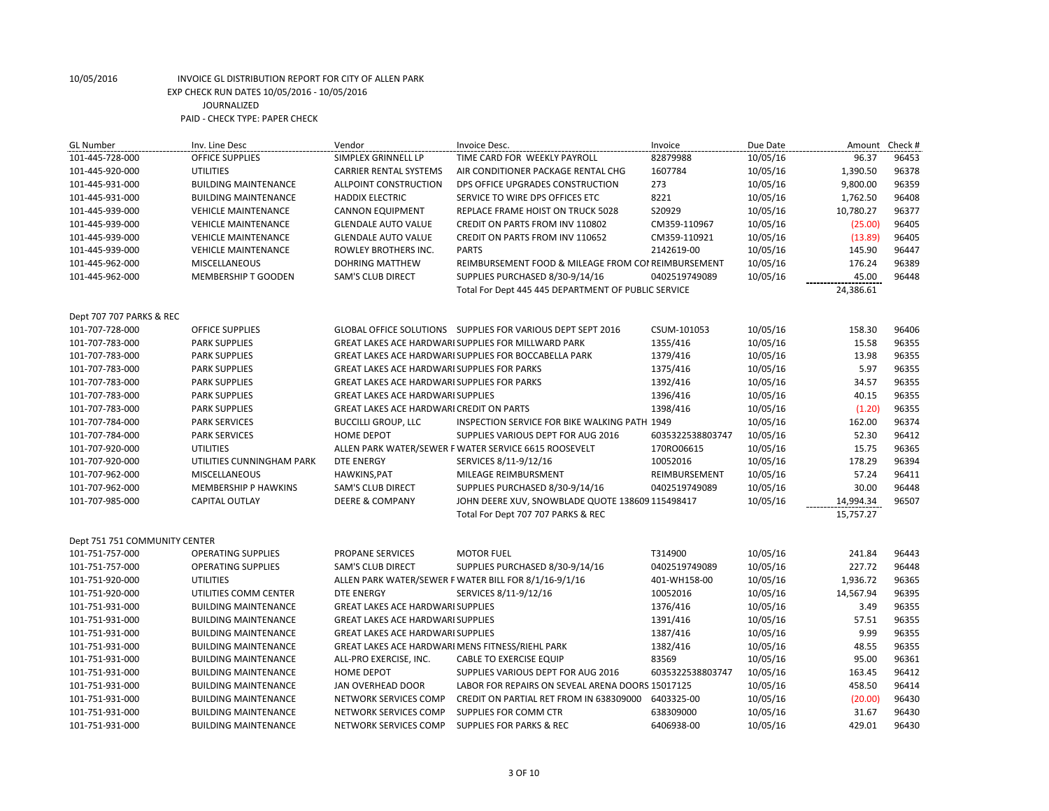10/05/2016 INVOICE GL DISTRIBUTION REPORT FOR CITY OF ALLEN PARK
EXP CHECK RUN DATES 10/05/2016 - 10/05/2016
JOURNALIZED
PAID - CHECK TYPE: PAPER CHECK

| GL Number | Inv. Line Desc | Vendor | Invoice Desc. | Invoice | Due Date | Amount | Check # |
|---|---|---|---|---|---|---|---|
| 101-445-728-000 | OFFICE SUPPLIES | SIMPLEX GRINNELL LP | TIME CARD FOR WEEKLY PAYROLL | 82879988 | 10/05/16 | 96.37 | 96453 |
| 101-445-920-000 | UTILITIES | CARRIER RENTAL SYSTEMS | AIR CONDITIONER PACKAGE RENTAL CHG | 1607784 | 10/05/16 | 1,390.50 | 96378 |
| 101-445-931-000 | BUILDING MAINTENANCE | ALLPOINT CONSTRUCTION | DPS OFFICE UPGRADES CONSTRUCTION | 273 | 10/05/16 | 9,800.00 | 96359 |
| 101-445-931-000 | BUILDING MAINTENANCE | HADDIX ELECTRIC | SERVICE TO WIRE DPS OFFICES ETC | 8221 | 10/05/16 | 1,762.50 | 96408 |
| 101-445-939-000 | VEHICLE MAINTENANCE | CANNON EQUIPMENT | REPLACE FRAME HOIST ON TRUCK 5028 | S20929 | 10/05/16 | 10,780.27 | 96377 |
| 101-445-939-000 | VEHICLE MAINTENANCE | GLENDALE AUTO VALUE | CREDIT ON PARTS FROM INV 110802 | CM359-110967 | 10/05/16 | (25.00) | 96405 |
| 101-445-939-000 | VEHICLE MAINTENANCE | GLENDALE AUTO VALUE | CREDIT ON PARTS FROM INV 110652 | CM359-110921 | 10/05/16 | (13.89) | 96405 |
| 101-445-939-000 | VEHICLE MAINTENANCE | ROWLEY BROTHERS INC. | PARTS | 2142619-00 | 10/05/16 | 145.90 | 96447 |
| 101-445-962-000 | MISCELLANEOUS | DOHRING MATTHEW | REIMBURSEMENT FOOD & MILEAGE FROM COI | REIMBURSEMENT | 10/05/16 | 176.24 | 96389 |
| 101-445-962-000 | MEMBERSHIP T GOODEN | SAM'S CLUB DIRECT | SUPPLIES PURCHASED 8/30-9/14/16 | 0402519749089 | 10/05/16 | 45.00 | 96448 |
| | | | Total For Dept 445 445 DEPARTMENT OF PUBLIC SERVICE | | | 24,386.61 | |
| Dept 707 707 PARKS & REC | | | | | | | |
| 101-707-728-000 | OFFICE SUPPLIES | GLOBAL OFFICE SOLUTIONS | SUPPLIES FOR VARIOUS DEPT SEPT 2016 | CSUM-101053 | 10/05/16 | 158.30 | 96406 |
| 101-707-783-000 | PARK SUPPLIES | GREAT LAKES ACE HARDWARI | SUPPLIES FOR MILLWARD PARK | 1355/416 | 10/05/16 | 15.58 | 96355 |
| 101-707-783-000 | PARK SUPPLIES | GREAT LAKES ACE HARDWARI | SUPPLIES FOR BOCCABELLA PARK | 1379/416 | 10/05/16 | 13.98 | 96355 |
| 101-707-783-000 | PARK SUPPLIES | GREAT LAKES ACE HARDWARI | SUPPLIES FOR PARKS | 1375/416 | 10/05/16 | 5.97 | 96355 |
| 101-707-783-000 | PARK SUPPLIES | GREAT LAKES ACE HARDWARI | SUPPLIES FOR PARKS | 1392/416 | 10/05/16 | 34.57 | 96355 |
| 101-707-783-000 | PARK SUPPLIES | GREAT LAKES ACE HARDWARI | SUPPLIES | 1396/416 | 10/05/16 | 40.15 | 96355 |
| 101-707-783-000 | PARK SUPPLIES | GREAT LAKES ACE HARDWARI | CREDIT ON PARTS | 1398/416 | 10/05/16 | (1.20) | 96355 |
| 101-707-784-000 | PARK SERVICES | BUCCILLI GROUP, LLC | INSPECTION SERVICE FOR BIKE WALKING PATH | 1949 | 10/05/16 | 162.00 | 96374 |
| 101-707-784-000 | PARK SERVICES | HOME DEPOT | SUPPLIES VARIOUS DEPT FOR AUG 2016 | 6035322538803747 | 10/05/16 | 52.30 | 96412 |
| 101-707-920-000 | UTILITIES | ALLEN PARK WATER/SEWER F | WATER SERVICE 6615 ROOSEVELT | 170RO06615 | 10/05/16 | 15.75 | 96365 |
| 101-707-920-000 | UTILITIES CUNNINGHAM PARK | DTE ENERGY | SERVICES 8/11-9/12/16 | 10052016 | 10/05/16 | 178.29 | 96394 |
| 101-707-962-000 | MISCELLANEOUS | HAWKINS,PAT | MILEAGE REIMBURSMENT | REIMBURSEMENT | 10/05/16 | 57.24 | 96411 |
| 101-707-962-000 | MEMBERSHIP P HAWKINS | SAM'S CLUB DIRECT | SUPPLIES PURCHASED 8/30-9/14/16 | 0402519749089 | 10/05/16 | 30.00 | 96448 |
| 101-707-985-000 | CAPITAL OUTLAY | DEERE & COMPANY | JOHN DEERE XUV, SNOWBLADE QUOTE 138609 | 115498417 | 10/05/16 | 14,994.34 | 96507 |
| | | | Total For Dept 707 707 PARKS & REC | | | 15,757.27 | |
| Dept 751 751 COMMUNITY CENTER | | | | | | | |
| 101-751-757-000 | OPERATING SUPPLIES | PROPANE SERVICES | MOTOR FUEL | T314900 | 10/05/16 | 241.84 | 96443 |
| 101-751-757-000 | OPERATING SUPPLIES | SAM'S CLUB DIRECT | SUPPLIES PURCHASED 8/30-9/14/16 | 0402519749089 | 10/05/16 | 227.72 | 96448 |
| 101-751-920-000 | UTILITIES | ALLEN PARK WATER/SEWER F | WATER BILL FOR 8/1/16-9/1/16 | 401-WH158-00 | 10/05/16 | 1,936.72 | 96365 |
| 101-751-920-000 | UTILITIES COMM CENTER | DTE ENERGY | SERVICES 8/11-9/12/16 | 10052016 | 10/05/16 | 14,567.94 | 96395 |
| 101-751-931-000 | BUILDING MAINTENANCE | GREAT LAKES ACE HARDWARI | SUPPLIES | 1376/416 | 10/05/16 | 3.49 | 96355 |
| 101-751-931-000 | BUILDING MAINTENANCE | GREAT LAKES ACE HARDWARI | SUPPLIES | 1391/416 | 10/05/16 | 57.51 | 96355 |
| 101-751-931-000 | BUILDING MAINTENANCE | GREAT LAKES ACE HARDWARI | SUPPLIES | 1387/416 | 10/05/16 | 9.99 | 96355 |
| 101-751-931-000 | BUILDING MAINTENANCE | GREAT LAKES ACE HARDWARI | MENS FITNESS/RIEHL PARK | 1382/416 | 10/05/16 | 48.55 | 96355 |
| 101-751-931-000 | BUILDING MAINTENANCE | ALL-PRO EXERCISE, INC. | CABLE TO EXERCISE EQUIP | 83569 | 10/05/16 | 95.00 | 96361 |
| 101-751-931-000 | BUILDING MAINTENANCE | HOME DEPOT | SUPPLIES VARIOUS DEPT FOR AUG 2016 | 6035322538803747 | 10/05/16 | 163.45 | 96412 |
| 101-751-931-000 | BUILDING MAINTENANCE | JAN OVERHEAD DOOR | LABOR FOR REPAIRS ON SEVEAL ARENA DOORS | 15017125 | 10/05/16 | 458.50 | 96414 |
| 101-751-931-000 | BUILDING MAINTENANCE | NETWORK SERVICES COMP | CREDIT ON PARTIAL RET FROM IN 638309000 | 6403325-00 | 10/05/16 | (20.00) | 96430 |
| 101-751-931-000 | BUILDING MAINTENANCE | NETWORK SERVICES COMP | SUPPLIES FOR COMM CTR | 638309000 | 10/05/16 | 31.67 | 96430 |
| 101-751-931-000 | BUILDING MAINTENANCE | NETWORK SERVICES COMP | SUPPLIES FOR PARKS & REC | 6406938-00 | 10/05/16 | 429.01 | 96430 |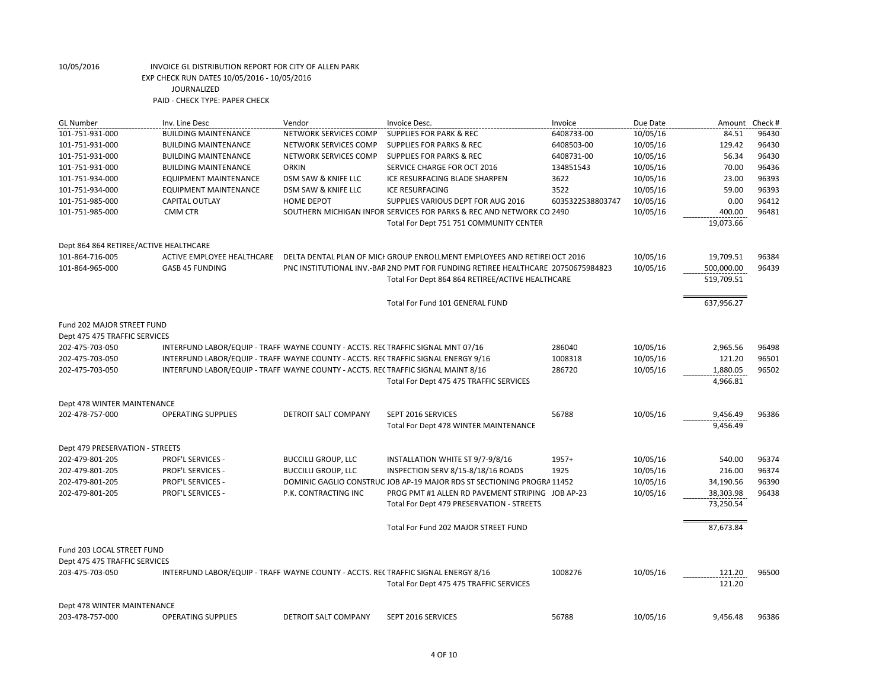10/05/2016 INVOICE GL DISTRIBUTION REPORT FOR CITY OF ALLEN PARK
EXP CHECK RUN DATES 10/05/2016 - 10/05/2016
JOURNALIZED
PAID - CHECK TYPE: PAPER CHECK

| GL Number | Inv. Line Desc | Vendor | Invoice Desc. | Invoice | Due Date | Amount | Check # |
|---|---|---|---|---|---|---|---|
| 101-751-931-000 | BUILDING MAINTENANCE | NETWORK SERVICES COMP | SUPPLIES FOR PARK & REC | 6408733-00 | 10/05/16 | 84.51 | 96430 |
| 101-751-931-000 | BUILDING MAINTENANCE | NETWORK SERVICES COMP | SUPPLIES FOR PARKS & REC | 6408503-00 | 10/05/16 | 129.42 | 96430 |
| 101-751-931-000 | BUILDING MAINTENANCE | NETWORK SERVICES COMP | SUPPLIES FOR PARKS & REC | 6408731-00 | 10/05/16 | 56.34 | 96430 |
| 101-751-931-000 | BUILDING MAINTENANCE | ORKIN | SERVICE CHARGE FOR OCT 2016 | 134851543 | 10/05/16 | 70.00 | 96436 |
| 101-751-934-000 | EQUIPMENT MAINTENANCE | DSM SAW & KNIFE LLC | ICE RESURFACING BLADE SHARPEN | 3622 | 10/05/16 | 23.00 | 96393 |
| 101-751-934-000 | EQUIPMENT MAINTENANCE | DSM SAW & KNIFE LLC | ICE RESURFACING | 3522 | 10/05/16 | 59.00 | 96393 |
| 101-751-985-000 | CAPITAL OUTLAY | HOME DEPOT | SUPPLIES VARIOUS DEPT FOR AUG 2016 | 6035322538803747 | 10/05/16 | 0.00 | 96412 |
| 101-751-985-000 | CMM CTR | SOUTHERN MICHIGAN INFOR | SERVICES FOR PARKS & REC AND NETWORK CO | 2490 | 10/05/16 | 400.00 | 96481 |
| | | | Total For Dept 751 751 COMMUNITY CENTER | | | 19,073.66 | |
| Dept 864 864 RETIREE/ACTIVE HEALTHCARE | | | | | | | |
| 101-864-716-005 | ACTIVE EMPLOYEE HEALTHCARE | DELTA DENTAL PLAN OF MICH | GROUP ENROLLMENT EMPLOYEES AND RETIREE | OCT 2016 | 10/05/16 | 19,709.51 | 96384 |
| 101-864-965-000 | GASB 45 FUNDING | PNC INSTITUTIONAL INV.-BAR | 2ND PMT FOR FUNDING RETIREE HEALTHCARE | 20750675984823 | 10/05/16 | 500,000.00 | 96439 |
| | | | Total For Dept 864 864 RETIREE/ACTIVE HEALTHCARE | | | 519,709.51 | |
| | | | Total For Fund 101 GENERAL FUND | | | 637,956.27 | |
| Fund 202 MAJOR STREET FUND | | | | | | | |
| Dept 475 475 TRAFFIC SERVICES | | | | | | | |
| 202-475-703-050 | INTERFUND LABOR/EQUIP - TRAFF | WAYNE COUNTY - ACCTS. REC | TRAFFIC SIGNAL MNT 07/16 | 286040 | 10/05/16 | 2,965.56 | 96498 |
| 202-475-703-050 | INTERFUND LABOR/EQUIP - TRAFF | WAYNE COUNTY - ACCTS. REC | TRAFFIC SIGNAL ENERGY 9/16 | 1008318 | 10/05/16 | 121.20 | 96501 |
| 202-475-703-050 | INTERFUND LABOR/EQUIP - TRAFF | WAYNE COUNTY - ACCTS. REC | TRAFFIC SIGNAL MAINT 8/16 | 286720 | 10/05/16 | 1,880.05 | 96502 |
| | | | Total For Dept 475 475 TRAFFIC SERVICES | | | 4,966.81 | |
| Dept 478 WINTER MAINTENANCE | | | | | | | |
| 202-478-757-000 | OPERATING SUPPLIES | DETROIT SALT COMPANY | SEPT 2016 SERVICES | 56788 | 10/05/16 | 9,456.49 | 96386 |
| | | | Total For Dept 478 WINTER MAINTENANCE | | | 9,456.49 | |
| Dept 479 PRESERVATION - STREETS | | | | | | | |
| 202-479-801-205 | PROF'L SERVICES - | BUCCILLI GROUP, LLC | INSTALLATION WHITE ST 9/7-9/8/16 | 1957+ | 10/05/16 | 540.00 | 96374 |
| 202-479-801-205 | PROF'L SERVICES - | BUCCILLI GROUP, LLC | INSPECTION SERV 8/15-8/18/16 ROADS | 1925 | 10/05/16 | 216.00 | 96374 |
| 202-479-801-205 | PROF'L SERVICES - | DOMINIC GAGLIO CONSTRUC | JOB AP-19 MAJOR RDS ST SECTIONING PROGRA | 11452 | 10/05/16 | 34,190.56 | 96390 |
| 202-479-801-205 | PROF'L SERVICES - | P.K. CONTRACTING INC | PROG PMT #1 ALLEN RD PAVEMENT STRIPING | JOB AP-23 | 10/05/16 | 38,303.98 | 96438 |
| | | | Total For Dept 479 PRESERVATION - STREETS | | | 73,250.54 | |
| | | | Total For Fund 202 MAJOR STREET FUND | | | 87,673.84 | |
| Fund 203 LOCAL STREET FUND | | | | | | | |
| Dept 475 475 TRAFFIC SERVICES | | | | | | | |
| 203-475-703-050 | INTERFUND LABOR/EQUIP - TRAFF | WAYNE COUNTY - ACCTS. REC | TRAFFIC SIGNAL ENERGY 8/16 | 1008276 | 10/05/16 | 121.20 | 96500 |
| | | | Total For Dept 475 475 TRAFFIC SERVICES | | | 121.20 | |
| Dept 478 WINTER MAINTENANCE | | | | | | | |
| 203-478-757-000 | OPERATING SUPPLIES | DETROIT SALT COMPANY | SEPT 2016 SERVICES | 56788 | 10/05/16 | 9,456.48 | 96386 |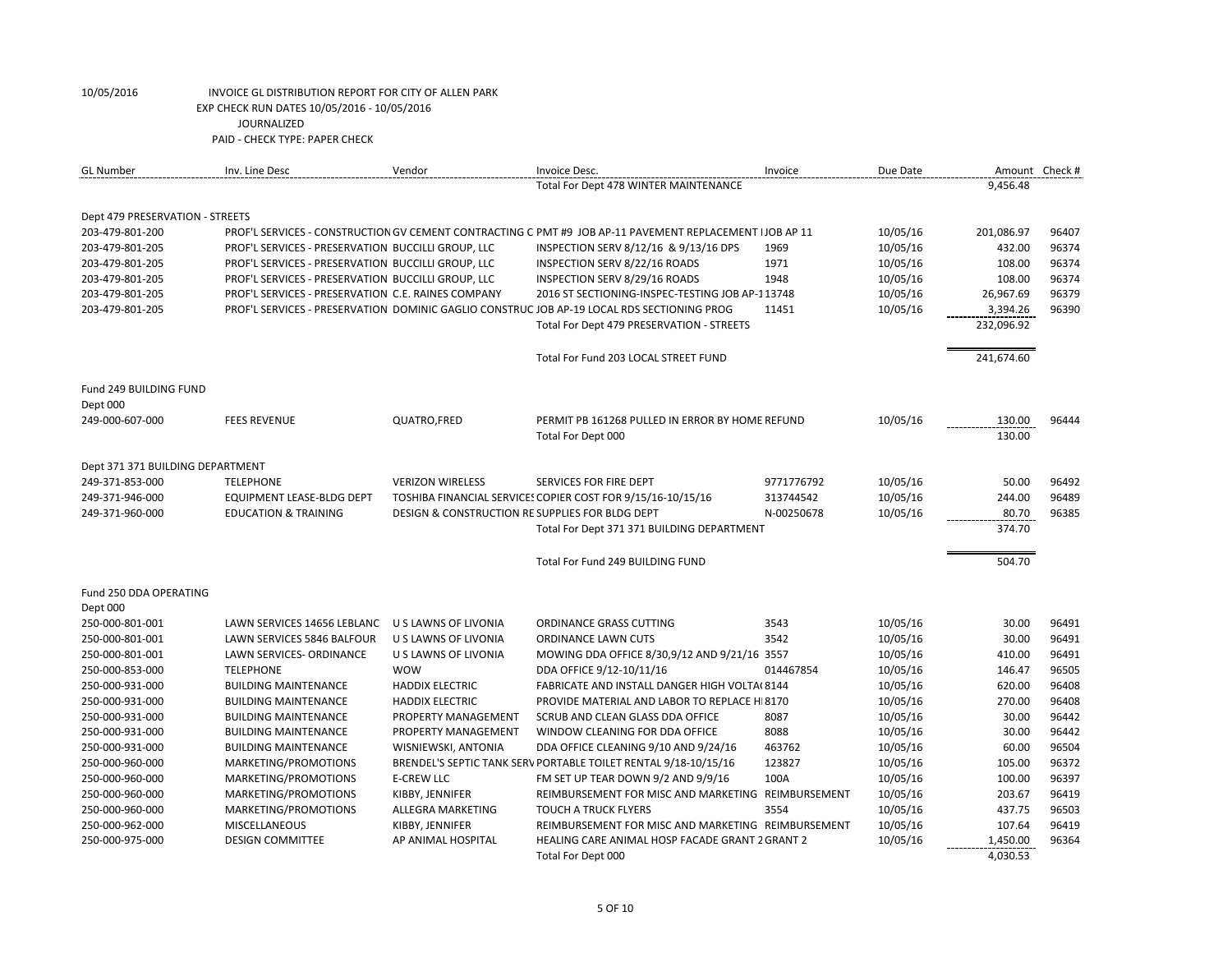10/05/2016 INVOICE GL DISTRIBUTION REPORT FOR CITY OF ALLEN PARK
EXP CHECK RUN DATES 10/05/2016 - 10/05/2016
JOURNALIZED
PAID - CHECK TYPE: PAPER CHECK

| GL Number | Inv. Line Desc | Vendor | Invoice Desc. | Invoice | Due Date | Amount | Check # |
|---|---|---|---|---|---|---|---|
| | | | Total For Dept 478 WINTER MAINTENANCE | | | 9,456.48 | |
| Dept 479 PRESERVATION - STREETS | | | | | | | |
| 203-479-801-200 | PROF'L SERVICES - CONSTRUCTION | GV CEMENT CONTRACTING C | PMT #9 JOB AP-11 PAVEMENT REPLACEMENT I | JOB AP 11 | 10/05/16 | 201,086.97 | 96407 |
| 203-479-801-205 | PROF'L SERVICES - PRESERVATION | BUCCILLI GROUP, LLC | INSPECTION SERV 8/12/16 & 9/13/16 DPS | 1969 | 10/05/16 | 432.00 | 96374 |
| 203-479-801-205 | PROF'L SERVICES - PRESERVATION | BUCCILLI GROUP, LLC | INSPECTION SERV 8/22/16 ROADS | 1971 | 10/05/16 | 108.00 | 96374 |
| 203-479-801-205 | PROF'L SERVICES - PRESERVATION | BUCCILLI GROUP, LLC | INSPECTION SERV 8/29/16 ROADS | 1948 | 10/05/16 | 108.00 | 96374 |
| 203-479-801-205 | PROF'L SERVICES - PRESERVATION | C.E. RAINES COMPANY | 2016 ST SECTIONING-INSPEC-TESTING JOB AP-1 | 13748 | 10/05/16 | 26,967.69 | 96379 |
| 203-479-801-205 | PROF'L SERVICES - PRESERVATION | DOMINIC GAGLIO CONSTRUC | JOB AP-19 LOCAL RDS SECTIONING PROG | 11451 | 10/05/16 | 3,394.26 | 96390 |
| | | | Total For Dept 479 PRESERVATION - STREETS | | | 232,096.92 | |
| | | | Total For Fund 203 LOCAL STREET FUND | | | 241,674.60 | |
| Fund 249 BUILDING FUND | | | | | | | |
| Dept 000 | | | | | | | |
| 249-000-607-000 | FEES REVENUE | QUATRO,FRED | PERMIT PB 161268 PULLED IN ERROR BY HOME | REFUND | 10/05/16 | 130.00 | 96444 |
| | | | Total For Dept 000 | | | 130.00 | |
| Dept 371 371 BUILDING DEPARTMENT | | | | | | | |
| 249-371-853-000 | TELEPHONE | VERIZON WIRELESS | SERVICES FOR FIRE DEPT | 9771776792 | 10/05/16 | 50.00 | 96492 |
| 249-371-946-000 | EQUIPMENT LEASE-BLDG DEPT | TOSHIBA FINANCIAL SERVICES | COPIER COST FOR 9/15/16-10/15/16 | 313744542 | 10/05/16 | 244.00 | 96489 |
| 249-371-960-000 | EDUCATION & TRAINING | DESIGN & CONSTRUCTION RE | SUPPLIES FOR BLDG DEPT | N-00250678 | 10/05/16 | 80.70 | 96385 |
| | | | Total For Dept 371 371 BUILDING DEPARTMENT | | | 374.70 | |
| | | | Total For Fund 249 BUILDING FUND | | | 504.70 | |
| Fund 250 DDA OPERATING | | | | | | | |
| Dept 000 | | | | | | | |
| 250-000-801-001 | LAWN SERVICES 14656 LEBLANC | U S LAWNS OF LIVONIA | ORDINANCE GRASS CUTTING | 3543 | 10/05/16 | 30.00 | 96491 |
| 250-000-801-001 | LAWN SERVICES 5846 BALFOUR | U S LAWNS OF LIVONIA | ORDINANCE LAWN CUTS | 3542 | 10/05/16 | 30.00 | 96491 |
| 250-000-801-001 | LAWN SERVICES- ORDINANCE | U S LAWNS OF LIVONIA | MOWING DDA OFFICE 8/30,9/12 AND 9/21/16 | 3557 | 10/05/16 | 410.00 | 96491 |
| 250-000-853-000 | TELEPHONE | WOW | DDA OFFICE 9/12-10/11/16 | 014467854 | 10/05/16 | 146.47 | 96505 |
| 250-000-931-000 | BUILDING MAINTENANCE | HADDIX ELECTRIC | FABRICATE AND INSTALL DANGER HIGH VOLTA | 8144 | 10/05/16 | 620.00 | 96408 |
| 250-000-931-000 | BUILDING MAINTENANCE | HADDIX ELECTRIC | PROVIDE MATERIAL AND LABOR TO REPLACE H | 8170 | 10/05/16 | 270.00 | 96408 |
| 250-000-931-000 | BUILDING MAINTENANCE | PROPERTY MANAGEMENT | SCRUB AND CLEAN GLASS DDA OFFICE | 8087 | 10/05/16 | 30.00 | 96442 |
| 250-000-931-000 | BUILDING MAINTENANCE | PROPERTY MANAGEMENT | WINDOW CLEANING FOR DDA OFFICE | 8088 | 10/05/16 | 30.00 | 96442 |
| 250-000-931-000 | BUILDING MAINTENANCE | WISNIEWSKI, ANTONIA | DDA OFFICE CLEANING 9/10 AND 9/24/16 | 463762 | 10/05/16 | 60.00 | 96504 |
| 250-000-960-000 | MARKETING/PROMOTIONS | BRENDEL'S SEPTIC TANK SERV | PORTABLE TOILET RENTAL 9/18-10/15/16 | 123827 | 10/05/16 | 105.00 | 96372 |
| 250-000-960-000 | MARKETING/PROMOTIONS | E-CREW LLC | FM SET UP TEAR DOWN 9/2 AND 9/9/16 | 100A | 10/05/16 | 100.00 | 96397 |
| 250-000-960-000 | MARKETING/PROMOTIONS | KIBBY, JENNIFER | REIMBURSEMENT FOR MISC AND MARKETING | REIMBURSEMENT | 10/05/16 | 203.67 | 96419 |
| 250-000-960-000 | MARKETING/PROMOTIONS | ALLEGRA MARKETING | TOUCH A TRUCK FLYERS | 3554 | 10/05/16 | 437.75 | 96503 |
| 250-000-962-000 | MISCELLANEOUS | KIBBY, JENNIFER | REIMBURSEMENT FOR MISC AND MARKETING | REIMBURSEMENT | 10/05/16 | 107.64 | 96419 |
| 250-000-975-000 | DESIGN COMMITTEE | AP ANIMAL HOSPITAL | HEALING CARE ANIMAL HOSP FACADE GRANT 2 | GRANT 2 | 10/05/16 | 1,450.00 | 96364 |
| | | | Total For Dept 000 | | | 4,030.53 | |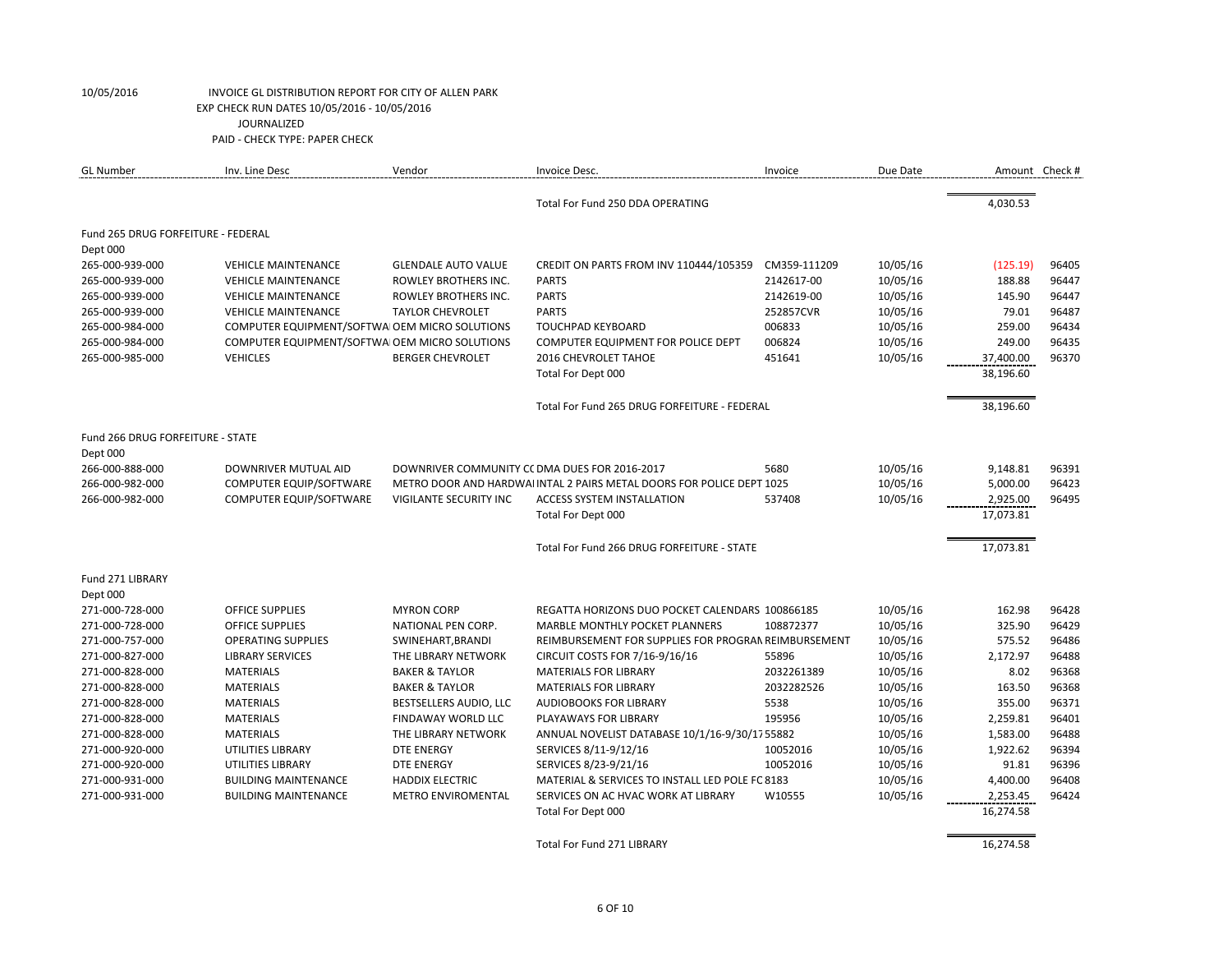10/05/2016 INVOICE GL DISTRIBUTION REPORT FOR CITY OF ALLEN PARK
EXP CHECK RUN DATES 10/05/2016 - 10/05/2016
JOURNALIZED
PAID - CHECK TYPE: PAPER CHECK

| GL Number | Inv. Line Desc | Vendor | Invoice Desc. | Invoice | Due Date | Amount | Check # |
|---|---|---|---|---|---|---|---|
| | | | Total For Fund 250 DDA OPERATING | | | 4,030.53 | |
| Fund 265 DRUG FORFEITURE - FEDERAL | | | | | | | |
| Dept 000 | | | | | | | |
| 265-000-939-000 | VEHICLE MAINTENANCE | GLENDALE AUTO VALUE | CREDIT ON PARTS FROM INV 110444/105359 | CM359-111209 | 10/05/16 | (125.19) | 96405 |
| 265-000-939-000 | VEHICLE MAINTENANCE | ROWLEY BROTHERS INC. | PARTS | 2142617-00 | 10/05/16 | 188.88 | 96447 |
| 265-000-939-000 | VEHICLE MAINTENANCE | ROWLEY BROTHERS INC. | PARTS | 2142619-00 | 10/05/16 | 145.90 | 96447 |
| 265-000-939-000 | VEHICLE MAINTENANCE | TAYLOR CHEVROLET | PARTS | 252857CVR | 10/05/16 | 79.01 | 96487 |
| 265-000-984-000 | COMPUTER EQUIPMENT/SOFTWA | OEM MICRO SOLUTIONS | TOUCHPAD KEYBOARD | 006833 | 10/05/16 | 259.00 | 96434 |
| 265-000-984-000 | COMPUTER EQUIPMENT/SOFTWA | OEM MICRO SOLUTIONS | COMPUTER EQUIPMENT FOR POLICE DEPT | 006824 | 10/05/16 | 249.00 | 96435 |
| 265-000-985-000 | VEHICLES | BERGER CHEVROLET | 2016 CHEVROLET TAHOE | 451641 | 10/05/16 | 37,400.00 | 96370 |
| | | | Total For Dept 000 | | | 38,196.60 | |
| | | | Total For Fund 265 DRUG FORFEITURE - FEDERAL | | | 38,196.60 | |
| Fund 266 DRUG FORFEITURE - STATE | | | | | | | |
| Dept 000 | | | | | | | |
| 266-000-888-000 | DOWNRIVER MUTUAL AID | DOWNRIVER COMMUNITY CC | DMA DUES FOR 2016-2017 | 5680 | 10/05/16 | 9,148.81 | 96391 |
| 266-000-982-000 | COMPUTER EQUIP/SOFTWARE | METRO DOOR AND HARDWAI | INTAL 2 PAIRS METAL DOORS FOR POLICE DEPT | 1025 | 10/05/16 | 5,000.00 | 96423 |
| 266-000-982-000 | COMPUTER EQUIP/SOFTWARE | VIGILANTE SECURITY INC | ACCESS SYSTEM INSTALLATION | 537408 | 10/05/16 | 2,925.00 | 96495 |
| | | | Total For Dept 000 | | | 17,073.81 | |
| | | | Total For Fund 266 DRUG FORFEITURE - STATE | | | 17,073.81 | |
| Fund 271 LIBRARY | | | | | | | |
| Dept 000 | | | | | | | |
| 271-000-728-000 | OFFICE SUPPLIES | MYRON CORP | REGATTA HORIZONS DUO POCKET CALENDARS | 100866185 | 10/05/16 | 162.98 | 96428 |
| 271-000-728-000 | OFFICE SUPPLIES | NATIONAL PEN CORP. | MARBLE MONTHLY POCKET PLANNERS | 108872377 | 10/05/16 | 325.90 | 96429 |
| 271-000-757-000 | OPERATING SUPPLIES | SWINEHART,BRANDI | REIMBURSEMENT FOR SUPPLIES FOR PROGRAM | REIMBURSEMENT | 10/05/16 | 575.52 | 96486 |
| 271-000-827-000 | LIBRARY SERVICES | THE LIBRARY NETWORK | CIRCUIT COSTS FOR 7/16-9/16/16 | 55896 | 10/05/16 | 2,172.97 | 96488 |
| 271-000-828-000 | MATERIALS | BAKER & TAYLOR | MATERIALS FOR LIBRARY | 2032261389 | 10/05/16 | 8.02 | 96368 |
| 271-000-828-000 | MATERIALS | BAKER & TAYLOR | MATERIALS FOR LIBRARY | 2032282526 | 10/05/16 | 163.50 | 96368 |
| 271-000-828-000 | MATERIALS | BESTSELLERS AUDIO, LLC | AUDIOBOOKS FOR LIBRARY | 5538 | 10/05/16 | 355.00 | 96371 |
| 271-000-828-000 | MATERIALS | FINDAWAY WORLD LLC | PLAYAWAYS FOR LIBRARY | 195956 | 10/05/16 | 2,259.81 | 96401 |
| 271-000-828-000 | MATERIALS | THE LIBRARY NETWORK | ANNUAL NOVELIST DATABASE 10/1/16-9/30/17 | 55882 | 10/05/16 | 1,583.00 | 96488 |
| 271-000-920-000 | UTILITIES LIBRARY | DTE ENERGY | SERVICES 8/11-9/12/16 | 10052016 | 10/05/16 | 1,922.62 | 96394 |
| 271-000-920-000 | UTILITIES LIBRARY | DTE ENERGY | SERVICES 8/23-9/21/16 | 10052016 | 10/05/16 | 91.81 | 96396 |
| 271-000-931-000 | BUILDING MAINTENANCE | HADDIX ELECTRIC | MATERIAL & SERVICES TO INSTALL LED POLE FC | 8183 | 10/05/16 | 4,400.00 | 96408 |
| 271-000-931-000 | BUILDING MAINTENANCE | METRO ENVIROMENTAL | SERVICES ON AC HVAC WORK AT LIBRARY | W10555 | 10/05/16 | 2,253.45 | 96424 |
| | | | Total For Dept 000 | | | 16,274.58 | |
| | | | Total For Fund 271 LIBRARY | | | 16,274.58 | |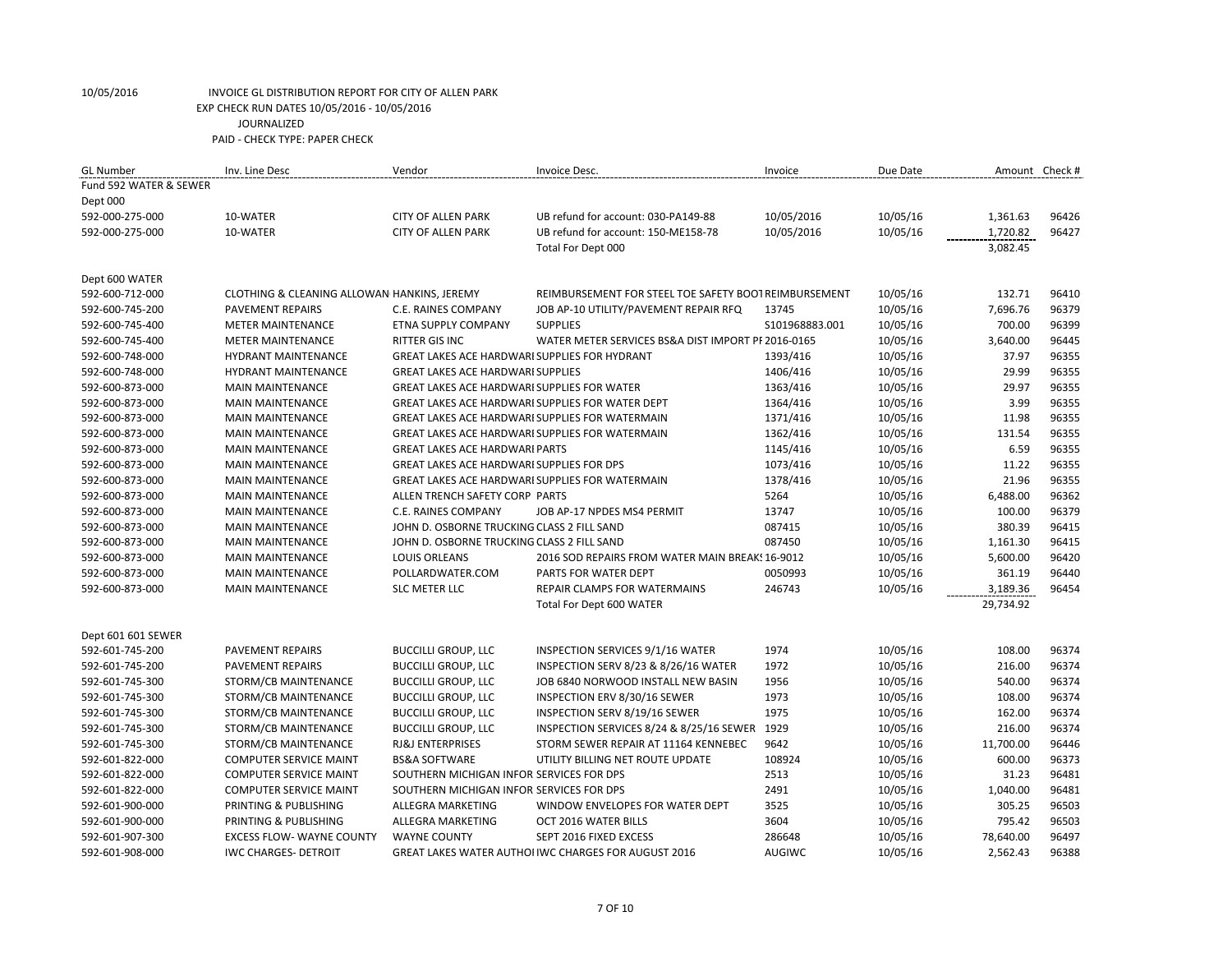10/05/2016 INVOICE GL DISTRIBUTION REPORT FOR CITY OF ALLEN PARK

EXP CHECK RUN DATES 10/05/2016 - 10/05/2016

JOURNALIZED

PAID - CHECK TYPE: PAPER CHECK

| GL Number | Inv. Line Desc | Vendor | Invoice Desc. | Invoice | Due Date | Amount | Check # |
|---|---|---|---|---|---|---|---|
| Fund 592 WATER & SEWER | | | | | | | |
| Dept 000 | | | | | | | |
| 592-000-275-000 | 10-WATER | CITY OF ALLEN PARK | UB refund for account: 030-PA149-88 | 10/05/2016 | 10/05/16 | 1,361.63 | 96426 |
| 592-000-275-000 | 10-WATER | CITY OF ALLEN PARK | UB refund for account: 150-ME158-78 | 10/05/2016 | 10/05/16 | 1,720.82 | 96427 |
| | | | Total For Dept 000 | | | 3,082.45 | |
| Dept 600 WATER | | | | | | | |
| 592-600-712-000 | CLOTHING & CLEANING ALLOWAN | HANKINS, JEREMY | REIMBURSEMENT FOR STEEL TOE SAFETY BOOT | REIMBURSEMENT | 10/05/16 | 132.71 | 96410 |
| 592-600-745-200 | PAVEMENT REPAIRS | C.E. RAINES COMPANY | JOB AP-10 UTILITY/PAVEMENT REPAIR RFQ | 13745 | 10/05/16 | 7,696.76 | 96379 |
| 592-600-745-400 | METER MAINTENANCE | ETNA SUPPLY COMPANY | SUPPLIES | S101968883.001 | 10/05/16 | 700.00 | 96399 |
| 592-600-745-400 | METER MAINTENANCE | RITTER GIS INC | WATER METER SERVICES BS&A DIST IMPORT PI | 2016-0165 | 10/05/16 | 3,640.00 | 96445 |
| 592-600-748-000 | HYDRANT MAINTENANCE | GREAT LAKES ACE HARDWARI | SUPPLIES FOR HYDRANT | 1393/416 | 10/05/16 | 37.97 | 96355 |
| 592-600-748-000 | HYDRANT MAINTENANCE | GREAT LAKES ACE HARDWARI | SUPPLIES | 1406/416 | 10/05/16 | 29.99 | 96355 |
| 592-600-873-000 | MAIN MAINTENANCE | GREAT LAKES ACE HARDWARI | SUPPLIES FOR WATER | 1363/416 | 10/05/16 | 29.97 | 96355 |
| 592-600-873-000 | MAIN MAINTENANCE | GREAT LAKES ACE HARDWARI | SUPPLIES FOR WATER DEPT | 1364/416 | 10/05/16 | 3.99 | 96355 |
| 592-600-873-000 | MAIN MAINTENANCE | GREAT LAKES ACE HARDWARI | SUPPLIES FOR WATERMAIN | 1371/416 | 10/05/16 | 11.98 | 96355 |
| 592-600-873-000 | MAIN MAINTENANCE | GREAT LAKES ACE HARDWARI | SUPPLIES FOR WATERMAIN | 1362/416 | 10/05/16 | 131.54 | 96355 |
| 592-600-873-000 | MAIN MAINTENANCE | GREAT LAKES ACE HARDWARI | PARTS | 1145/416 | 10/05/16 | 6.59 | 96355 |
| 592-600-873-000 | MAIN MAINTENANCE | GREAT LAKES ACE HARDWARI | SUPPLIES FOR DPS | 1073/416 | 10/05/16 | 11.22 | 96355 |
| 592-600-873-000 | MAIN MAINTENANCE | GREAT LAKES ACE HARDWARI | SUPPLIES FOR WATERMAIN | 1378/416 | 10/05/16 | 21.96 | 96355 |
| 592-600-873-000 | MAIN MAINTENANCE | ALLEN TRENCH SAFETY CORP | PARTS | 5264 | 10/05/16 | 6,488.00 | 96362 |
| 592-600-873-000 | MAIN MAINTENANCE | C.E. RAINES COMPANY | JOB AP-17 NPDES MS4 PERMIT | 13747 | 10/05/16 | 100.00 | 96379 |
| 592-600-873-000 | MAIN MAINTENANCE | JOHN D. OSBORNE TRUCKING | CLASS 2 FILL SAND | 087415 | 10/05/16 | 380.39 | 96415 |
| 592-600-873-000 | MAIN MAINTENANCE | JOHN D. OSBORNE TRUCKING | CLASS 2 FILL SAND | 087450 | 10/05/16 | 1,161.30 | 96415 |
| 592-600-873-000 | MAIN MAINTENANCE | LOUIS ORLEANS | 2016 SOD REPAIRS FROM WATER MAIN BREAKS | 16-9012 | 10/05/16 | 5,600.00 | 96420 |
| 592-600-873-000 | MAIN MAINTENANCE | POLLARDWATER.COM | PARTS FOR WATER DEPT | 0050993 | 10/05/16 | 361.19 | 96440 |
| 592-600-873-000 | MAIN MAINTENANCE | SLC METER LLC | REPAIR CLAMPS FOR WATERMAINS | 246743 | 10/05/16 | 3,189.36 | 96454 |
| | | | Total For Dept 600 WATER | | | 29,734.92 | |
| Dept 601 601 SEWER | | | | | | | |
| 592-601-745-200 | PAVEMENT REPAIRS | BUCCILLI GROUP, LLC | INSPECTION SERVICES 9/1/16 WATER | 1974 | 10/05/16 | 108.00 | 96374 |
| 592-601-745-200 | PAVEMENT REPAIRS | BUCCILLI GROUP, LLC | INSPECTION SERV 8/23 & 8/26/16 WATER | 1972 | 10/05/16 | 216.00 | 96374 |
| 592-601-745-300 | STORM/CB MAINTENANCE | BUCCILLI GROUP, LLC | JOB 6840 NORWOOD INSTALL NEW BASIN | 1956 | 10/05/16 | 540.00 | 96374 |
| 592-601-745-300 | STORM/CB MAINTENANCE | BUCCILLI GROUP, LLC | INSPECTION ERV 8/30/16 SEWER | 1973 | 10/05/16 | 108.00 | 96374 |
| 592-601-745-300 | STORM/CB MAINTENANCE | BUCCILLI GROUP, LLC | INSPECTION SERV 8/19/16 SEWER | 1975 | 10/05/16 | 162.00 | 96374 |
| 592-601-745-300 | STORM/CB MAINTENANCE | BUCCILLI GROUP, LLC | INSPECTION SERVICES 8/24 & 8/25/16 SEWER | 1929 | 10/05/16 | 216.00 | 96374 |
| 592-601-745-300 | STORM/CB MAINTENANCE | RJ&J ENTERPRISES | STORM SEWER REPAIR AT 11164 KENNEBEC | 9642 | 10/05/16 | 11,700.00 | 96446 |
| 592-601-822-000 | COMPUTER SERVICE MAINT | BS&A SOFTWARE | UTILITY BILLING NET ROUTE UPDATE | 108924 | 10/05/16 | 600.00 | 96373 |
| 592-601-822-000 | COMPUTER SERVICE MAINT | SOUTHERN MICHIGAN INFOR | SERVICES FOR DPS | 2513 | 10/05/16 | 31.23 | 96481 |
| 592-601-822-000 | COMPUTER SERVICE MAINT | SOUTHERN MICHIGAN INFOR | SERVICES FOR DPS | 2491 | 10/05/16 | 1,040.00 | 96481 |
| 592-601-900-000 | PRINTING & PUBLISHING | ALLEGRA MARKETING | WINDOW ENVELOPES FOR WATER DEPT | 3525 | 10/05/16 | 305.25 | 96503 |
| 592-601-900-000 | PRINTING & PUBLISHING | ALLEGRA MARKETING | OCT 2016 WATER BILLS | 3604 | 10/05/16 | 795.42 | 96503 |
| 592-601-907-300 | EXCESS FLOW- WAYNE COUNTY | WAYNE COUNTY | SEPT 2016 FIXED EXCESS | 286648 | 10/05/16 | 78,640.00 | 96497 |
| 592-601-908-000 | IWC CHARGES- DETROIT | GREAT LAKES WATER AUTHOI | IWC CHARGES FOR AUGUST 2016 | AUGIWC | 10/05/16 | 2,562.43 | 96388 |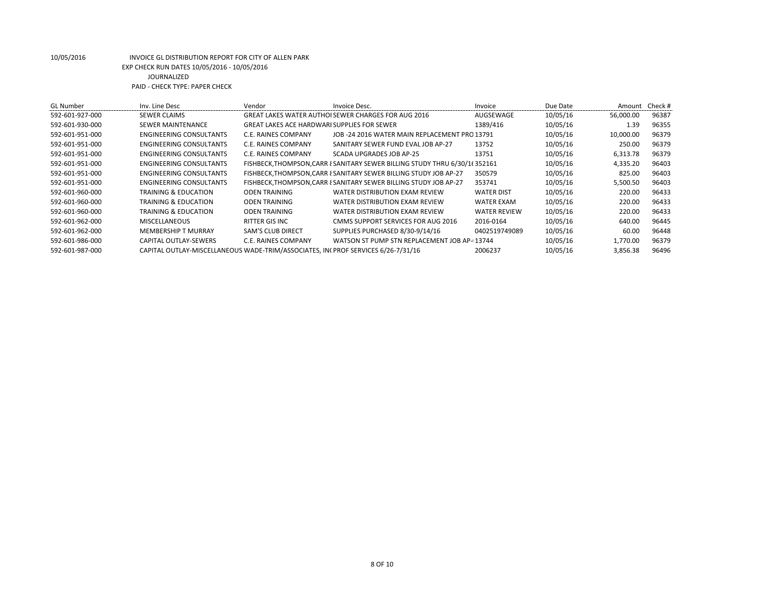10/05/2016 INVOICE GL DISTRIBUTION REPORT FOR CITY OF ALLEN PARK

EXP CHECK RUN DATES 10/05/2016 - 10/05/2016

JOURNALIZED

PAID - CHECK TYPE: PAPER CHECK

| GL Number | Inv. Line Desc | Vendor | Invoice Desc. | Invoice | Due Date | Amount | Check # |
|---|---|---|---|---|---|---|---|
| 592-601-927-000 | SEWER CLAIMS | GREAT LAKES WATER AUTHOI | SEWER CHARGES FOR AUG 2016 | AUGSEWAGE | 10/05/16 | 56,000.00 | 96387 |
| 592-601-930-000 | SEWER MAINTENANCE | GREAT LAKES ACE HARDWARI | SUPPLIES FOR SEWER | 1389/416 | 10/05/16 | 1.39 | 96355 |
| 592-601-951-000 | ENGINEERING CONSULTANTS | C.E. RAINES COMPANY | JOB -24 2016 WATER MAIN REPLACEMENT PRO | 13791 | 10/05/16 | 10,000.00 | 96379 |
| 592-601-951-000 | ENGINEERING CONSULTANTS | C.E. RAINES COMPANY | SANITARY SEWER FUND EVAL JOB AP-27 | 13752 | 10/05/16 | 250.00 | 96379 |
| 592-601-951-000 | ENGINEERING CONSULTANTS | C.E. RAINES COMPANY | SCADA UPGRADES JOB AP-25 | 13751 | 10/05/16 | 6,313.78 | 96379 |
| 592-601-951-000 | ENGINEERING CONSULTANTS | FISHBECK,THOMPSON,CARR 8 | SANITARY SEWER BILLING STUDY THRU 6/30/16 | 352161 | 10/05/16 | 4,335.20 | 96403 |
| 592-601-951-000 | ENGINEERING CONSULTANTS | FISHBECK,THOMPSON,CARR 8 | SANITARY SEWER BILLING STUDY JOB AP-27 | 350579 | 10/05/16 | 825.00 | 96403 |
| 592-601-951-000 | ENGINEERING CONSULTANTS | FISHBECK,THOMPSON,CARR 8 | SANITARY SEWER BILLING STUDY JOB AP-27 | 353741 | 10/05/16 | 5,500.50 | 96403 |
| 592-601-960-000 | TRAINING & EDUCATION | ODEN TRAINING | WATER DISTRIBUTION EXAM REVIEW | WATER DIST | 10/05/16 | 220.00 | 96433 |
| 592-601-960-000 | TRAINING & EDUCATION | ODEN TRAINING | WATER DISTRIBUTION EXAM REVIEW | WATER EXAM | 10/05/16 | 220.00 | 96433 |
| 592-601-960-000 | TRAINING & EDUCATION | ODEN TRAINING | WATER DISTRIBUTION EXAM REVIEW | WATER REVIEW | 10/05/16 | 220.00 | 96433 |
| 592-601-962-000 | MISCELLANEOUS | RITTER GIS INC | CMMS SUPPORT SERVICES FOR AUG 2016 | 2016-0164 | 10/05/16 | 640.00 | 96445 |
| 592-601-962-000 | MEMBERSHIP T MURRAY | SAM'S CLUB DIRECT | SUPPLIES PURCHASED 8/30-9/14/16 | 0402519749089 | 10/05/16 | 60.00 | 96448 |
| 592-601-986-000 | CAPITAL OUTLAY-SEWERS | C.E. RAINES COMPANY | WATSON ST PUMP STN REPLACEMENT JOB AP- | 13744 | 10/05/16 | 1,770.00 | 96379 |
| 592-601-987-000 | CAPITAL OUTLAY-MISCELLANEOUS | WADE-TRIM/ASSOCIATES, INC | PROF SERVICES 6/26-7/31/16 | 2006237 | 10/05/16 | 3,856.38 | 96496 |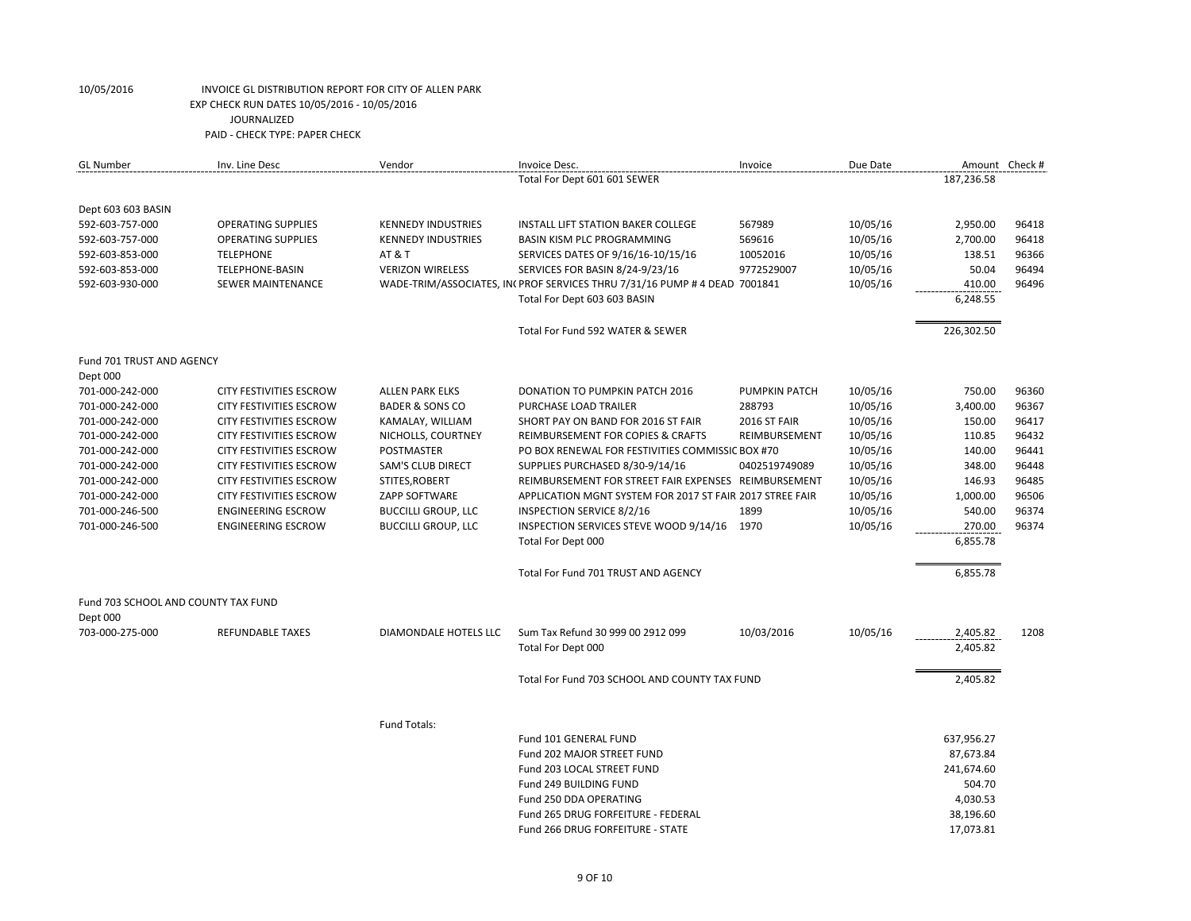10/05/2016 INVOICE GL DISTRIBUTION REPORT FOR CITY OF ALLEN PARK
EXP CHECK RUN DATES 10/05/2016 - 10/05/2016
JOURNALIZED
PAID - CHECK TYPE: PAPER CHECK

| GL Number | Inv. Line Desc | Vendor | Invoice Desc. | Invoice | Due Date | Amount | Check # |
|---|---|---|---|---|---|---|---|
| | | | Total For Dept 601 601 SEWER | | | 187,236.58 | |
| Dept 603 603 BASIN | | | | | | | |
| 592-603-757-000 | OPERATING SUPPLIES | KENNEDY INDUSTRIES | INSTALL LIFT STATION BAKER COLLEGE | 567989 | 10/05/16 | 2,950.00 | 96418 |
| 592-603-757-000 | OPERATING SUPPLIES | KENNEDY INDUSTRIES | BASIN KISM PLC PROGRAMMING | 569616 | 10/05/16 | 2,700.00 | 96418 |
| 592-603-853-000 | TELEPHONE | AT & T | SERVICES DATES OF 9/16/16-10/15/16 | 10052016 | 10/05/16 | 138.51 | 96366 |
| 592-603-853-000 | TELEPHONE-BASIN | VERIZON WIRELESS | SERVICES FOR BASIN 8/24-9/23/16 | 9772529007 | 10/05/16 | 50.04 | 96494 |
| 592-603-930-000 | SEWER MAINTENANCE | WADE-TRIM/ASSOCIATES, IN( | PROF SERVICES THRU 7/31/16 PUMP # 4 DEAD | 7001841 | 10/05/16 | 410.00 | 96496 |
| | | | Total For Dept 603 603 BASIN | | | 6,248.55 | |
| | | | Total For Fund 592 WATER & SEWER | | | 226,302.50 | |
| Fund 701 TRUST AND AGENCY | | | | | | | |
| Dept 000 | | | | | | | |
| 701-000-242-000 | CITY FESTIVITIES ESCROW | ALLEN PARK ELKS | DONATION TO PUMPKIN PATCH 2016 | PUMPKIN PATCH | 10/05/16 | 750.00 | 96360 |
| 701-000-242-000 | CITY FESTIVITIES ESCROW | BADER & SONS CO | PURCHASE LOAD TRAILER | 288793 | 10/05/16 | 3,400.00 | 96367 |
| 701-000-242-000 | CITY FESTIVITIES ESCROW | KAMALAY, WILLIAM | SHORT PAY ON BAND FOR 2016 ST FAIR | 2016 ST FAIR | 10/05/16 | 150.00 | 96417 |
| 701-000-242-000 | CITY FESTIVITIES ESCROW | NICHOLLS, COURTNEY | REIMBURSEMENT FOR COPIES & CRAFTS | REIMBURSEMENT | 10/05/16 | 110.85 | 96432 |
| 701-000-242-000 | CITY FESTIVITIES ESCROW | POSTMASTER | PO BOX RENEWAL FOR FESTIVITIES COMMISSIC | BOX #70 | 10/05/16 | 140.00 | 96441 |
| 701-000-242-000 | CITY FESTIVITIES ESCROW | SAM'S CLUB DIRECT | SUPPLIES PURCHASED 8/30-9/14/16 | 0402519749089 | 10/05/16 | 348.00 | 96448 |
| 701-000-242-000 | CITY FESTIVITIES ESCROW | STITES,ROBERT | REIMBURSEMENT FOR STREET FAIR EXPENSES | REIMBURSEMENT | 10/05/16 | 146.93 | 96485 |
| 701-000-242-000 | CITY FESTIVITIES ESCROW | ZAPP SOFTWARE | APPLICATION MGNT SYSTEM FOR 2017 ST FAIR | 2017 STREE FAIR | 10/05/16 | 1,000.00 | 96506 |
| 701-000-246-500 | ENGINEERING ESCROW | BUCCILLI GROUP, LLC | INSPECTION SERVICE 8/2/16 | 1899 | 10/05/16 | 540.00 | 96374 |
| 701-000-246-500 | ENGINEERING ESCROW | BUCCILLI GROUP, LLC | INSPECTION SERVICES STEVE WOOD 9/14/16 | 1970 | 10/05/16 | 270.00 | 96374 |
| | | | Total For Dept 000 | | | 6,855.78 | |
| | | | Total For Fund 701 TRUST AND AGENCY | | | 6,855.78 | |
| Fund 703 SCHOOL AND COUNTY TAX FUND | | | | | | | |
| Dept 000 | | | | | | | |
| 703-000-275-000 | REFUNDABLE TAXES | DIAMONDALE HOTELS LLC | Sum Tax Refund 30 999 00 2912 099 | 10/03/2016 | 10/05/16 | 2,405.82 | 1208 |
| | | | Total For Dept 000 | | | 2,405.82 | |
| | | | Total For Fund 703 SCHOOL AND COUNTY TAX FUND | | | 2,405.82 | |
| | | Fund Totals: | | | | | |
| | | | Fund 101 GENERAL FUND | | | 637,956.27 | |
| | | | Fund 202 MAJOR STREET FUND | | | 87,673.84 | |
| | | | Fund 203 LOCAL STREET FUND | | | 241,674.60 | |
| | | | Fund 249 BUILDING FUND | | | 504.70 | |
| | | | Fund 250 DDA OPERATING | | | 4,030.53 | |
| | | | Fund 265 DRUG FORFEITURE - FEDERAL | | | 38,196.60 | |
| | | | Fund 266 DRUG FORFEITURE - STATE | | | 17,073.81 | |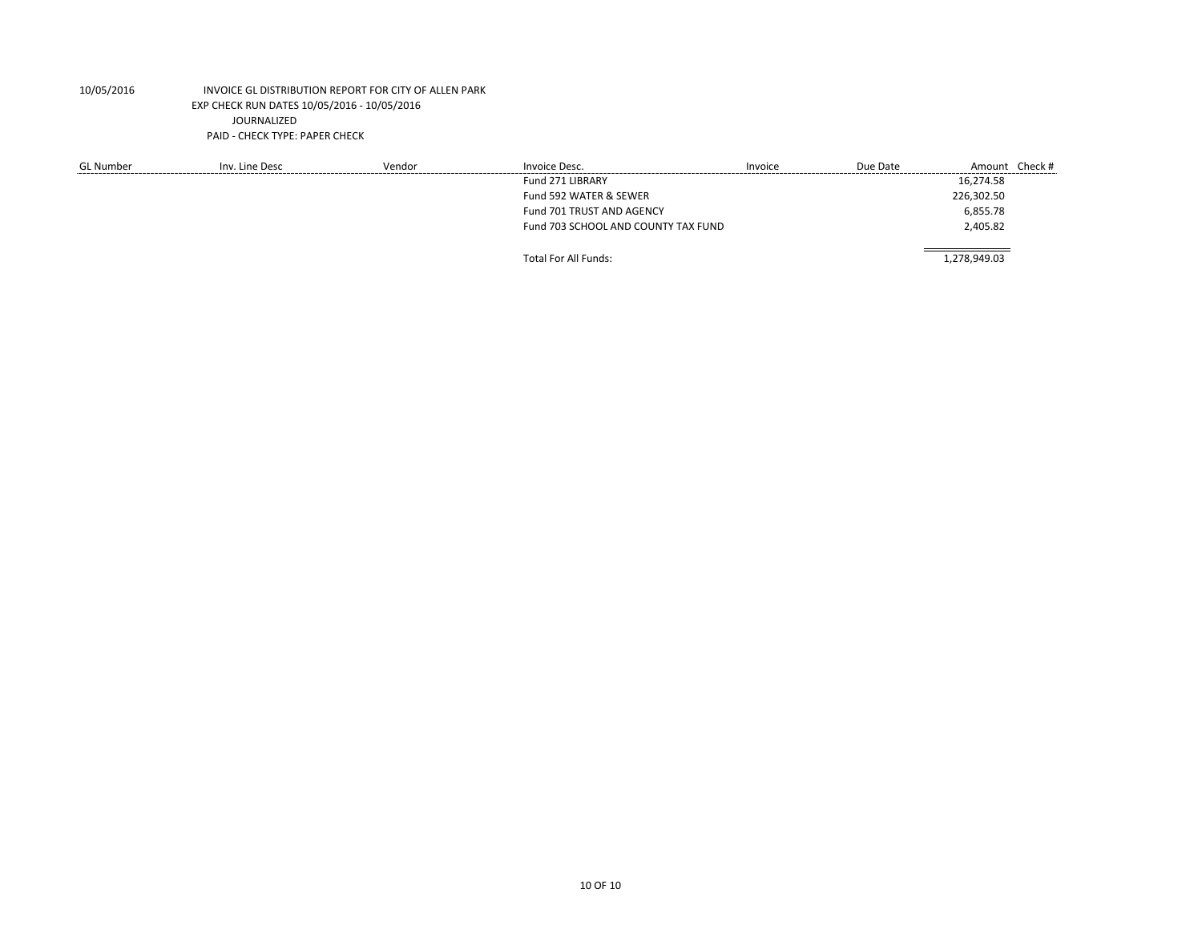10/05/2016 INVOICE GL DISTRIBUTION REPORT FOR CITY OF ALLEN PARK
EXP CHECK RUN DATES 10/05/2016 - 10/05/2016
JOURNALIZED
PAID - CHECK TYPE: PAPER CHECK

| GL Number | Inv. Line Desc | Vendor | Invoice Desc. | Invoice | Due Date | Amount | Check # |
|---|---|---|---|---|---|---|---|
| | | | Fund 271 LIBRARY | | | 16,274.58 | |
| | | | Fund 592 WATER & SEWER | | | 226,302.50 | |
| | | | Fund 701 TRUST AND AGENCY | | | 6,855.78 | |
| | | | Fund 703 SCHOOL AND COUNTY TAX FUND | | | 2,405.82 | |
| | | | Total For All Funds: | | | 1,278,949.03 | |